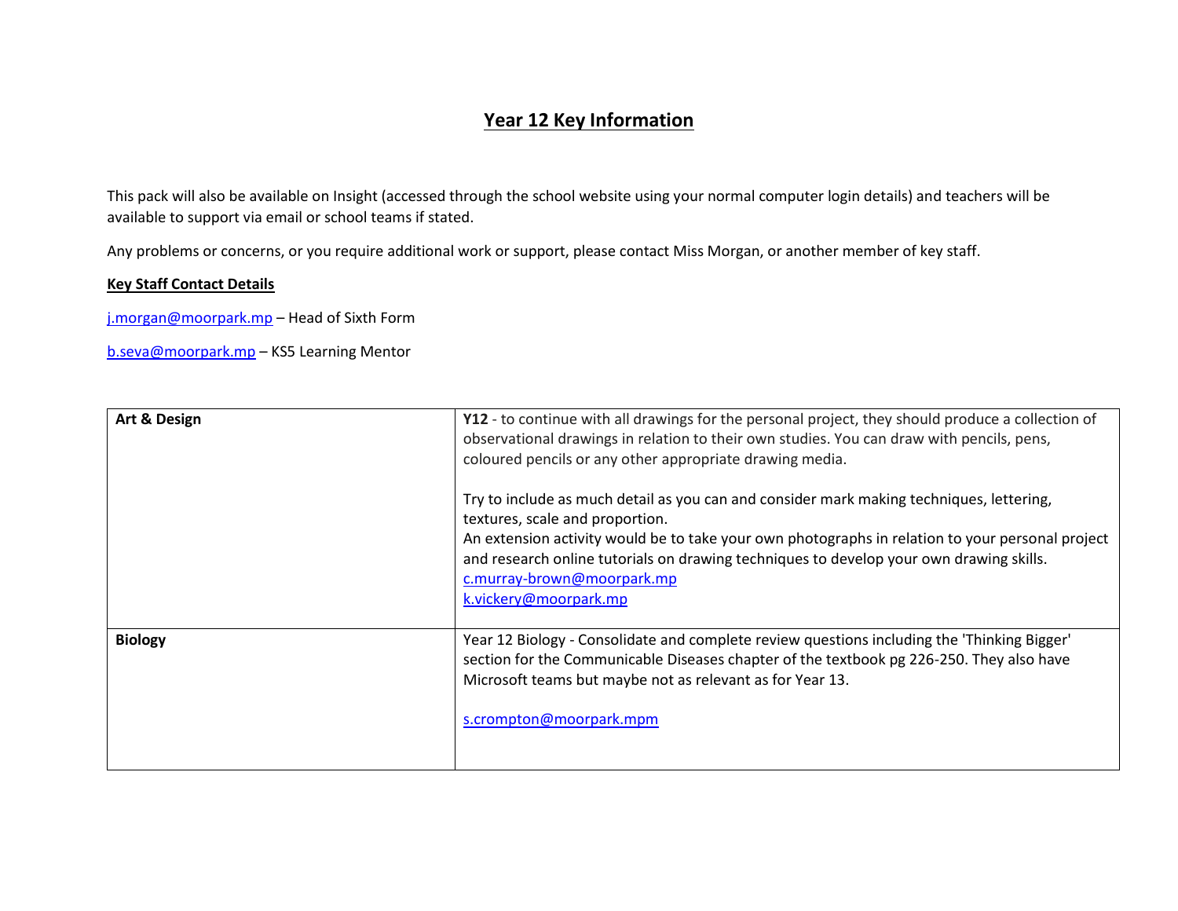# Year 12 Key Information

This pack will also be available on Insight (accessed through the school website using your normal computer login details) and teachers will be available to support via email or school teams if stated.

Any problems or concerns, or you require additional work or support, please contact Miss Morgan, or another member of key staff.

**Key Staff Contact Details**

j.morgan@moorpark.mp – Head of Sixth Form

b.seva@moorpark.mp – KS5 Learning Mentor

| | |
|---|---|
| **Art & Design** | **Y12** - to continue with all drawings for the personal project, they should produce a collection of observational drawings in relation to their own studies. You can draw with pencils, pens, coloured pencils or any other appropriate drawing media.<br><br>Try to include as much detail as you can and consider mark making techniques, lettering, textures, scale and proportion.<br>An extension activity would be to take your own photographs in relation to your personal project and research online tutorials on drawing techniques to develop your own drawing skills.<br>c.murray-brown@moorpark.mp<br>k.vickery@moorpark.mp |
| **Biology** | Year 12 Biology - Consolidate and complete review questions including the 'Thinking Bigger' section for the Communicable Diseases chapter of the textbook pg 226-250. They also have Microsoft teams but maybe not as relevant as for Year 13.<br><br>s.crompton@moorpark.mpm |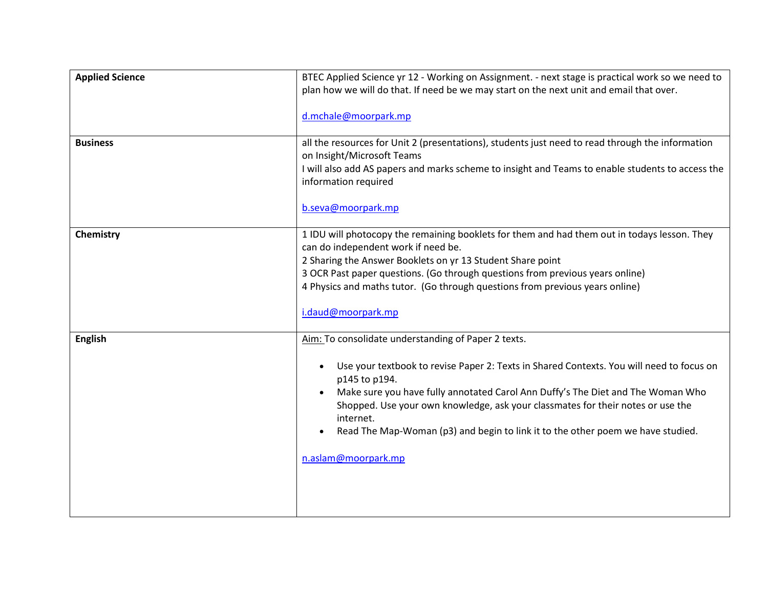| | |
|---|---|
| **Applied Science** | BTEC Applied Science yr 12 - Working on Assignment. - next stage is practical work so we need to plan how we will do that. If need be we may start on the next unit and email that over.<br><br>d.mchale@moorpark.mp |
| **Business** | all the resources for Unit 2 (presentations), students just need to read through the information on Insight/Microsoft Teams<br>I will also add AS papers and marks scheme to insight and Teams to enable students to access the information required<br><br>b.seva@moorpark.mp |
| **Chemistry** | 1 IDU will photocopy the remaining booklets for them and had them out in todays lesson. They can do independent work if need be.<br>2 Sharing the Answer Booklets on yr 13 Student Share point<br>3 OCR Past paper questions. (Go through questions from previous years online)<br>4 Physics and maths tutor. (Go through questions from previous years online)<br><br>i.daud@moorpark.mp |
| **English** | Aim: To consolidate understanding of Paper 2 texts.<br><br>• Use your textbook to revise Paper 2: Texts in Shared Contexts. You will need to focus on p145 to p194.<br>• Make sure you have fully annotated Carol Ann Duffy's The Diet and The Woman Who Shopped. Use your own knowledge, ask your classmates for their notes or use the internet.<br>• Read The Map-Woman (p3) and begin to link it to the other poem we have studied.<br><br>n.aslam@moorpark.mp |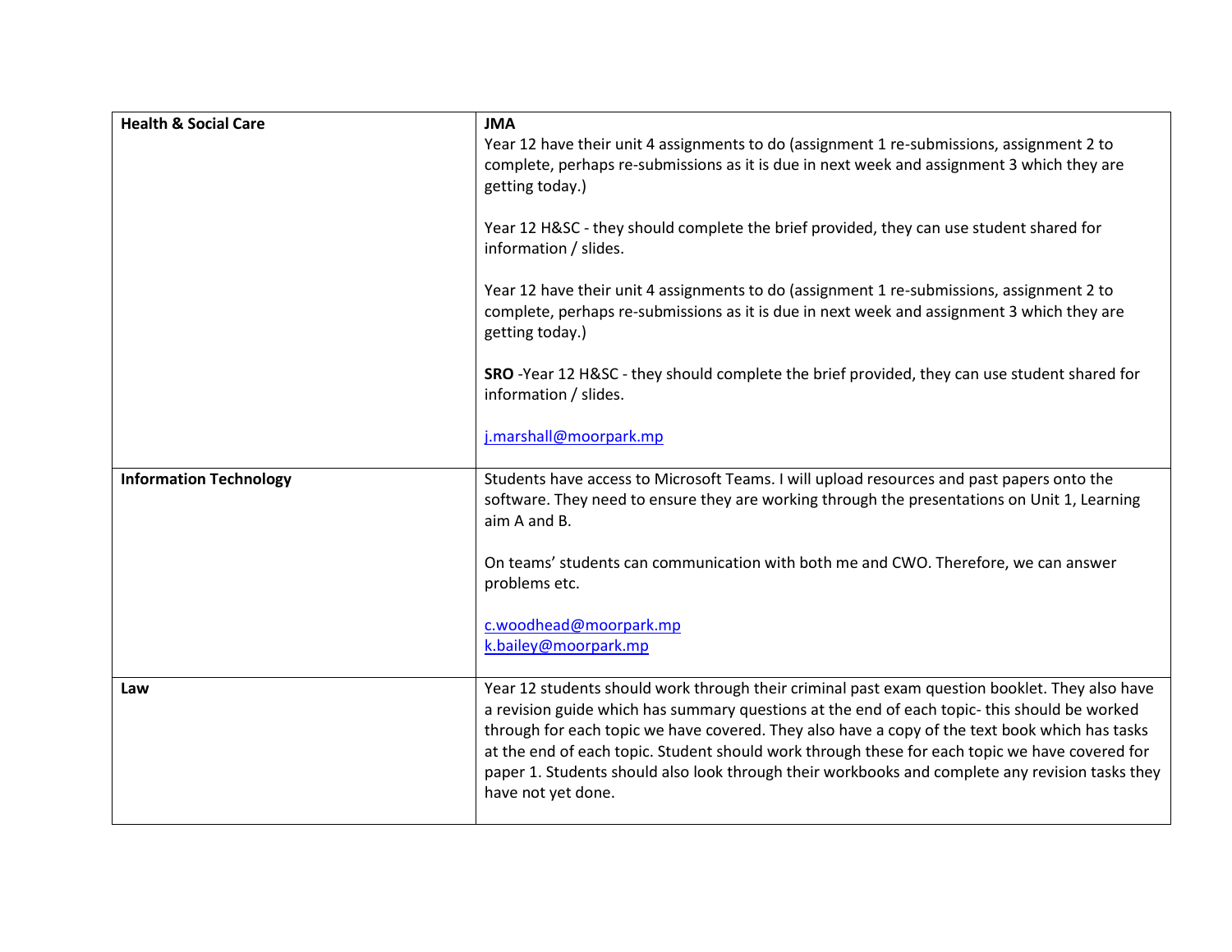| | |
|---|---|
| **Health & Social Care** | **JMA**<br>Year 12 have their unit 4 assignments to do (assignment 1 re-submissions, assignment 2 to complete, perhaps re-submissions as it is due in next week and assignment 3 which they are getting today.)<br><br>Year 12 H&SC - they should complete the brief provided, they can use student shared for information / slides.<br><br>Year 12 have their unit 4 assignments to do (assignment 1 re-submissions, assignment 2 to complete, perhaps re-submissions as it is due in next week and assignment 3 which they are getting today.)<br><br>**SRO** -Year 12 H&SC - they should complete the brief provided, they can use student shared for information / slides.<br><br>j.marshall@moorpark.mp |
| **Information Technology** | Students have access to Microsoft Teams. I will upload resources and past papers onto the software. They need to ensure they are working through the presentations on Unit 1, Learning aim A and B.<br><br>On teams' students can communication with both me and CWO. Therefore, we can answer problems etc.<br><br>c.woodhead@moorpark.mp<br>k.bailey@moorpark.mp |
| **Law** | Year 12 students should work through their criminal past exam question booklet. They also have a revision guide which has summary questions at the end of each topic- this should be worked through for each topic we have covered. They also have a copy of the text book which has tasks at the end of each topic. Student should work through these for each topic we have covered for paper 1. Students should also look through their workbooks and complete any revision tasks they have not yet done. |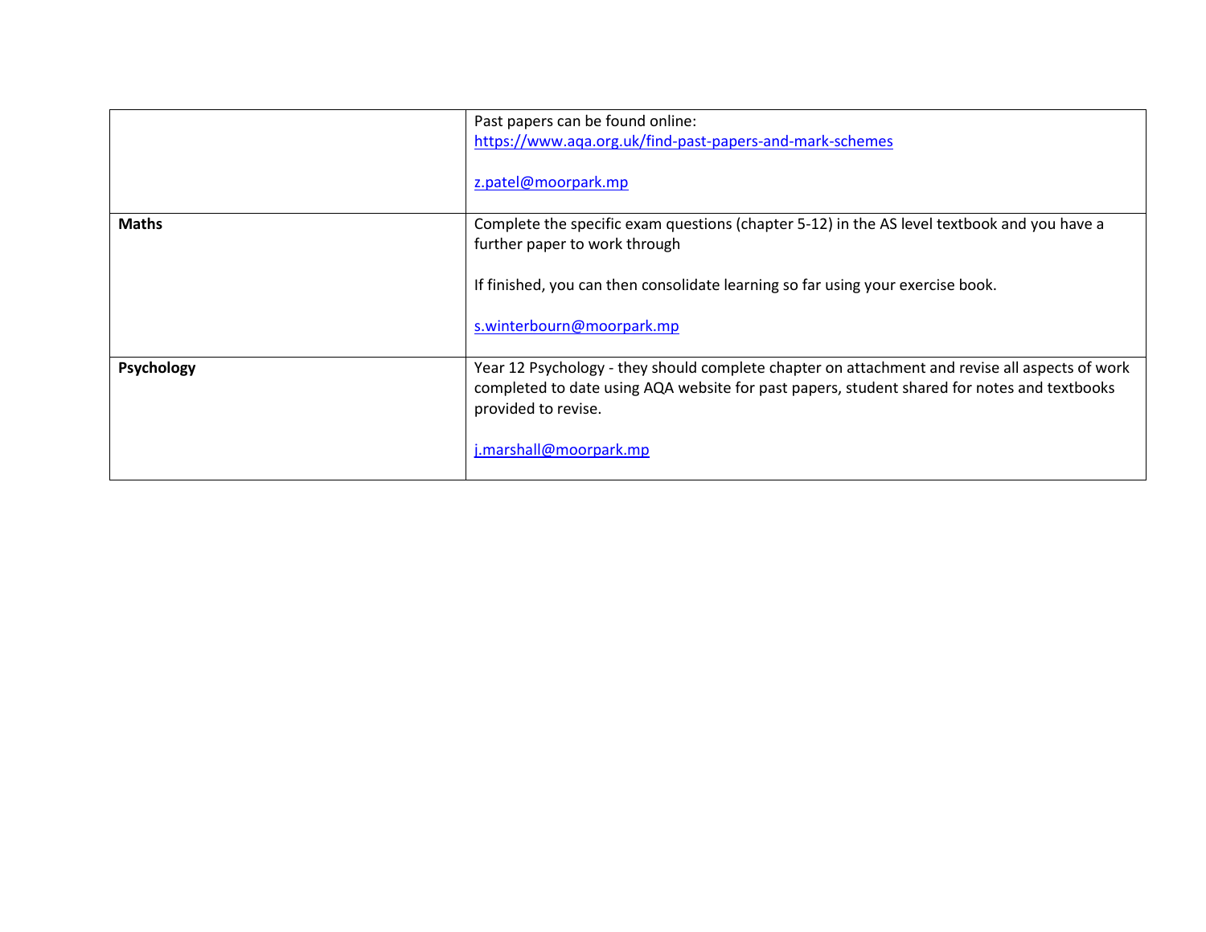| | |
|---|---|
| | Past papers can be found online: https://www.aqa.org.uk/find-past-papers-and-mark-schemes<br><br>z.patel@moorpark.mp |
| **Maths** | Complete the specific exam questions (chapter 5-12) in the AS level textbook and you have a further paper to work through<br><br>If finished, you can then consolidate learning so far using your exercise book.<br><br>s.winterbourn@moorpark.mp |
| **Psychology** | Year 12 Psychology - they should complete chapter on attachment and revise all aspects of work completed to date using AQA website for past papers, student shared for notes and textbooks provided to revise.<br><br>j.marshall@moorpark.mp |